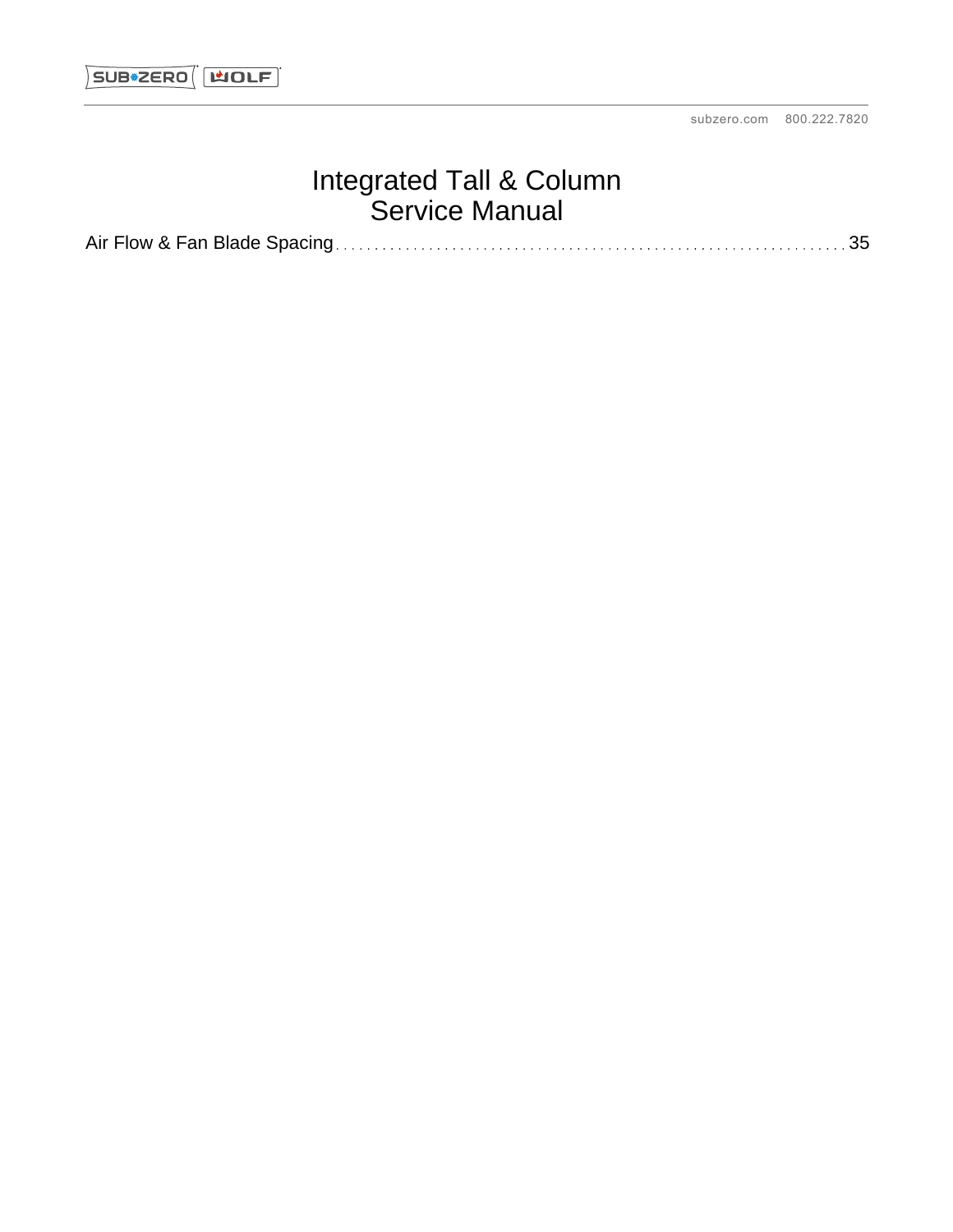# Integrated Tall & Column Service Manual

Air Flow & Fan Blade Spacing . . . . . . . . . . . . . . . . . . . . . . . . . . . . . . . . . . . . . . . . . . . . . . . . . . . . . . . . . . . . . . . 35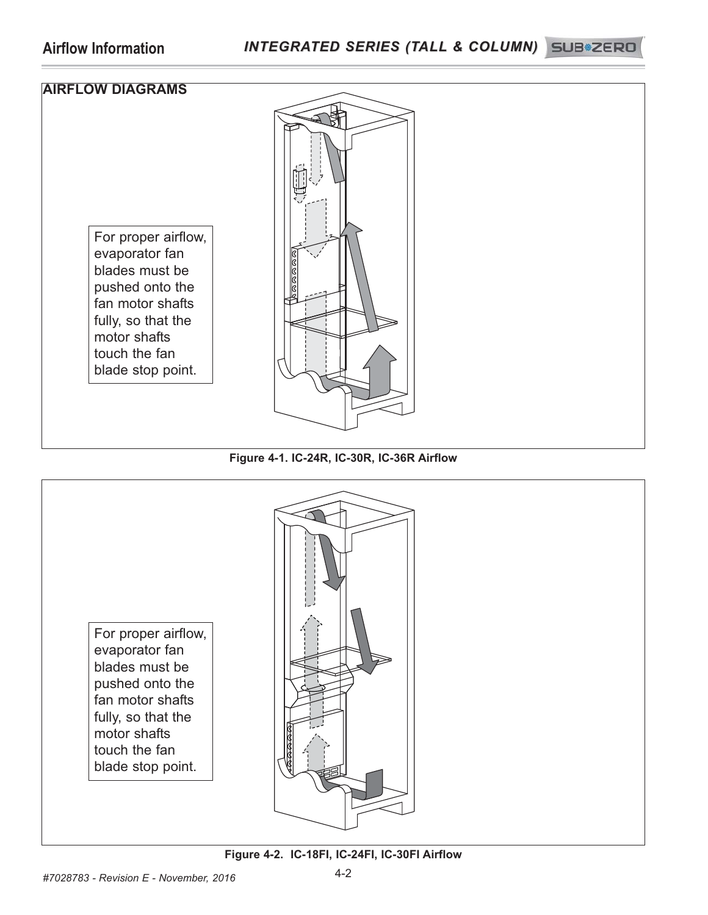## AIRFLOW DIAGRAMS

For proper airflow, evaporator fan blades must be pushed onto the fan motor shafts fully, so that the motor shafts touch the fan blade stop point.

**Figure 4-1. IC-24R, IC-30R, IC-36R Airflow**

For proper airflow, evaporator fan blades must be pushed onto the fan motor shafts fully, so that the motor shafts touch the fan blade stop point.

**Figure 4-2. IC-18FI, IC-24FI, IC-30FI Airflow**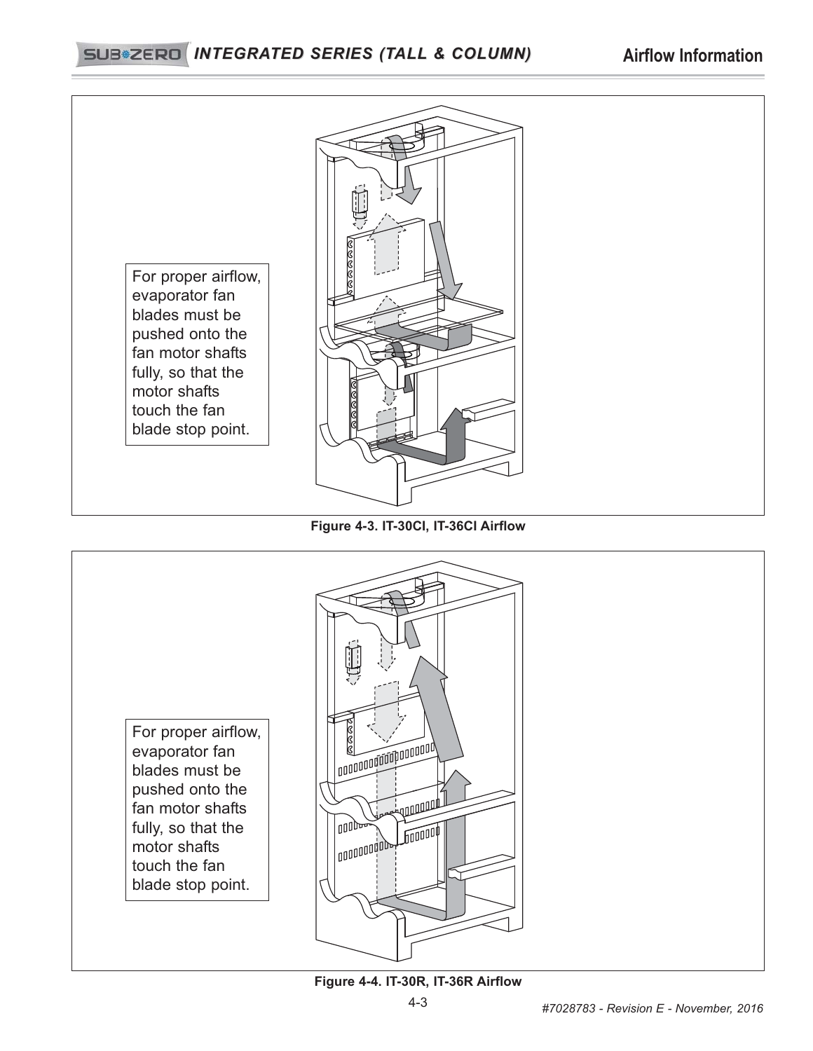For proper airflow, evaporator fan blades must be pushed onto the fan motor shafts fully, so that the motor shafts touch the fan blade stop point.

**Figure 4-3. IT-30CI, IT-36CI Airflow**

For proper airflow, evaporator fan blades must be pushed onto the fan motor shafts fully, so that the motor shafts touch the fan blade stop point.

**Figure 4-4. IT-30R, IT-36R Airflow**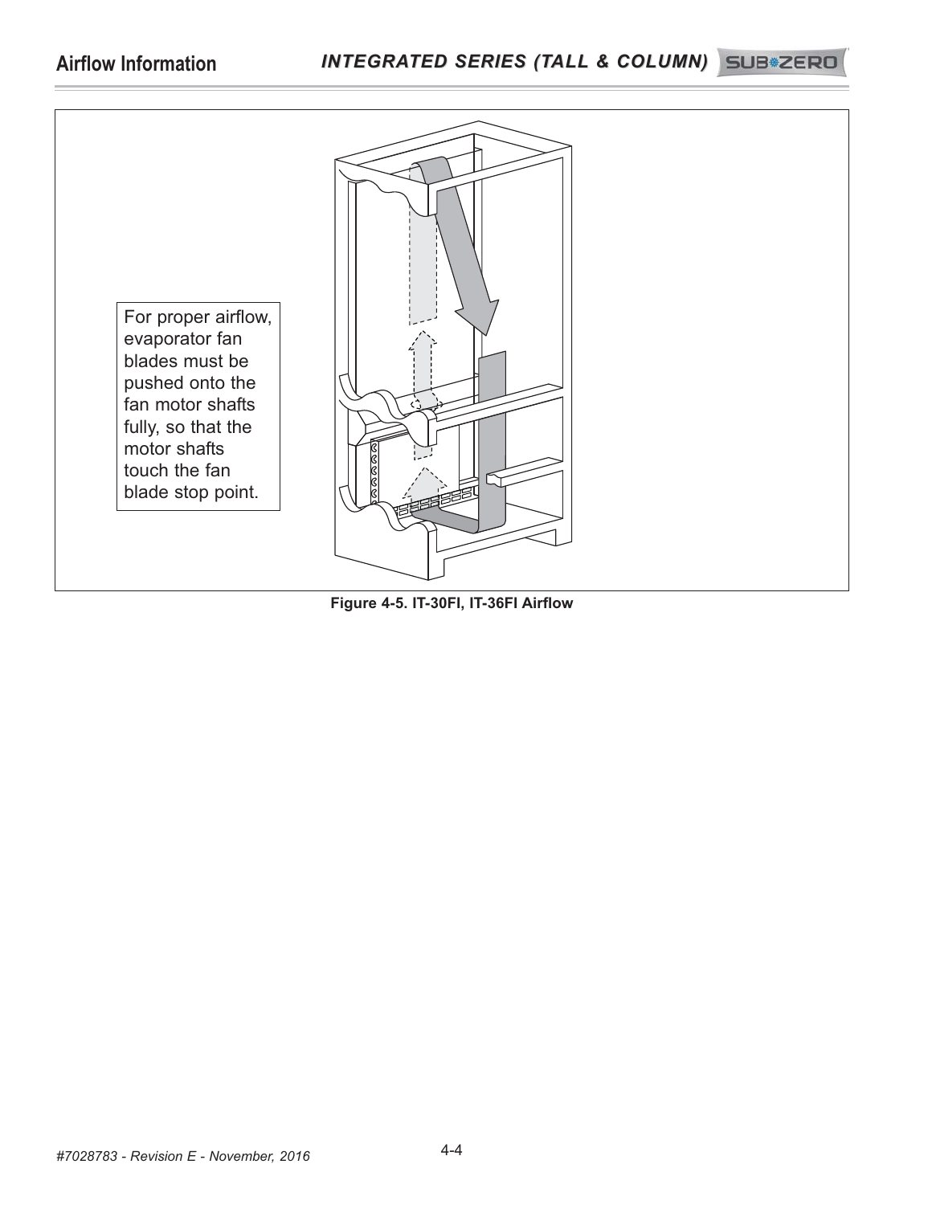For proper airflow, evaporator fan blades must be pushed onto the fan motor shafts fully, so that the motor shafts touch the fan blade stop point.

**Figure 4-5. IT-30FI, IT-36FI Airflow**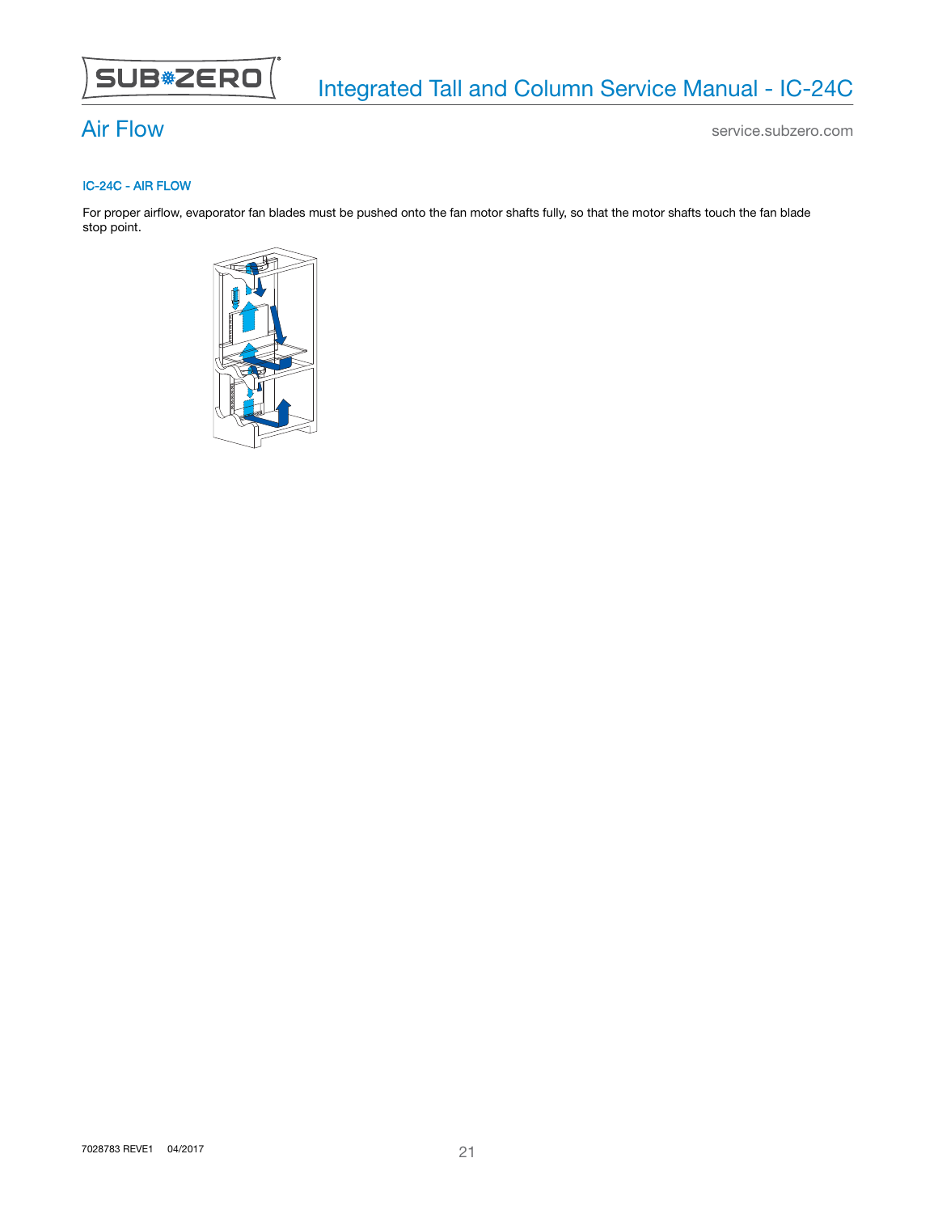# Air Flow

### IC-24C - AIR FLOW

For proper airflow, evaporator fan blades must be pushed onto the fan motor shafts fully, so that the motor shafts touch the fan blade stop point.